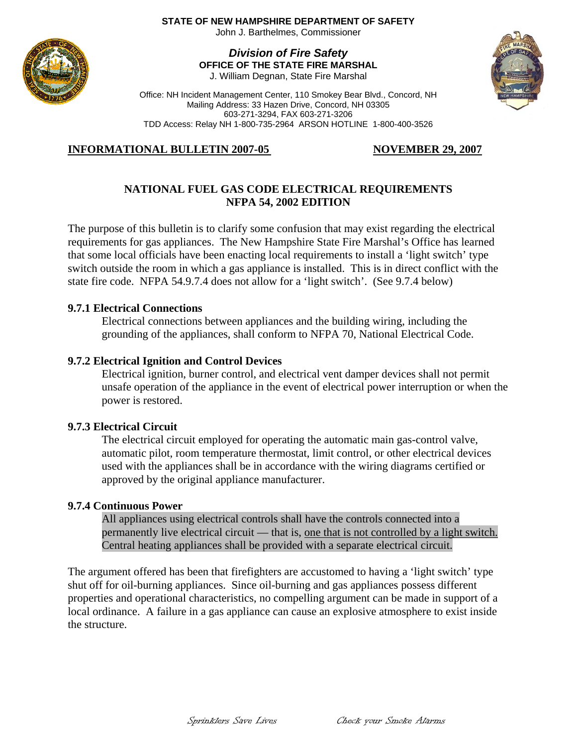**STATE OF NEW HAMPSHIRE DEPARTMENT OF SAFETY**
John J. Barthelmes, Commissioner

***Division of Fire Safety***
**OFFICE OF THE STATE FIRE MARSHAL**
J. William Degnan, State Fire Marshal

Office: NH Incident Management Center, 110 Smokey Bear Blvd., Concord, NH
Mailing Address: 33 Hazen Drive, Concord, NH 03305
603-271-3294, FAX 603-271-3206
TDD Access: Relay NH 1-800-735-2964 ARSON HOTLINE 1-800-400-3526

**INFORMATIONAL BULLETIN 2007-05** **NOVEMBER 29, 2007**

## NATIONAL FUEL GAS CODE ELECTRICAL REQUIREMENTS NFPA 54, 2002 EDITION

The purpose of this bulletin is to clarify some confusion that may exist regarding the electrical requirements for gas appliances. The New Hampshire State Fire Marshal's Office has learned that some local officials have been enacting local requirements to install a 'light switch' type switch outside the room in which a gas appliance is installed. This is in direct conflict with the state fire code. NFPA 54.9.7.4 does not allow for a 'light switch'. (See 9.7.4 below)

### 9.7.1 Electrical Connections

Electrical connections between appliances and the building wiring, including the grounding of the appliances, shall conform to NFPA 70, National Electrical Code.

### 9.7.2 Electrical Ignition and Control Devices

Electrical ignition, burner control, and electrical vent damper devices shall not permit unsafe operation of the appliance in the event of electrical power interruption or when the power is restored.

### 9.7.3 Electrical Circuit

The electrical circuit employed for operating the automatic main gas-control valve, automatic pilot, room temperature thermostat, limit control, or other electrical devices used with the appliances shall be in accordance with the wiring diagrams certified or approved by the original appliance manufacturer.

### 9.7.4 Continuous Power

All appliances using electrical controls shall have the controls connected into a permanently live electrical circuit — that is, <u>one that is not controlled by a light switch.</u> Central heating appliances shall be provided with a separate electrical circuit.

The argument offered has been that firefighters are accustomed to having a 'light switch' type shut off for oil-burning appliances. Since oil-burning and gas appliances possess different properties and operational characteristics, no compelling argument can be made in support of a local ordinance. A failure in a gas appliance can cause an explosive atmosphere to exist inside the structure.

*Sprinklers Save Lives* *Check your Smoke Alarms*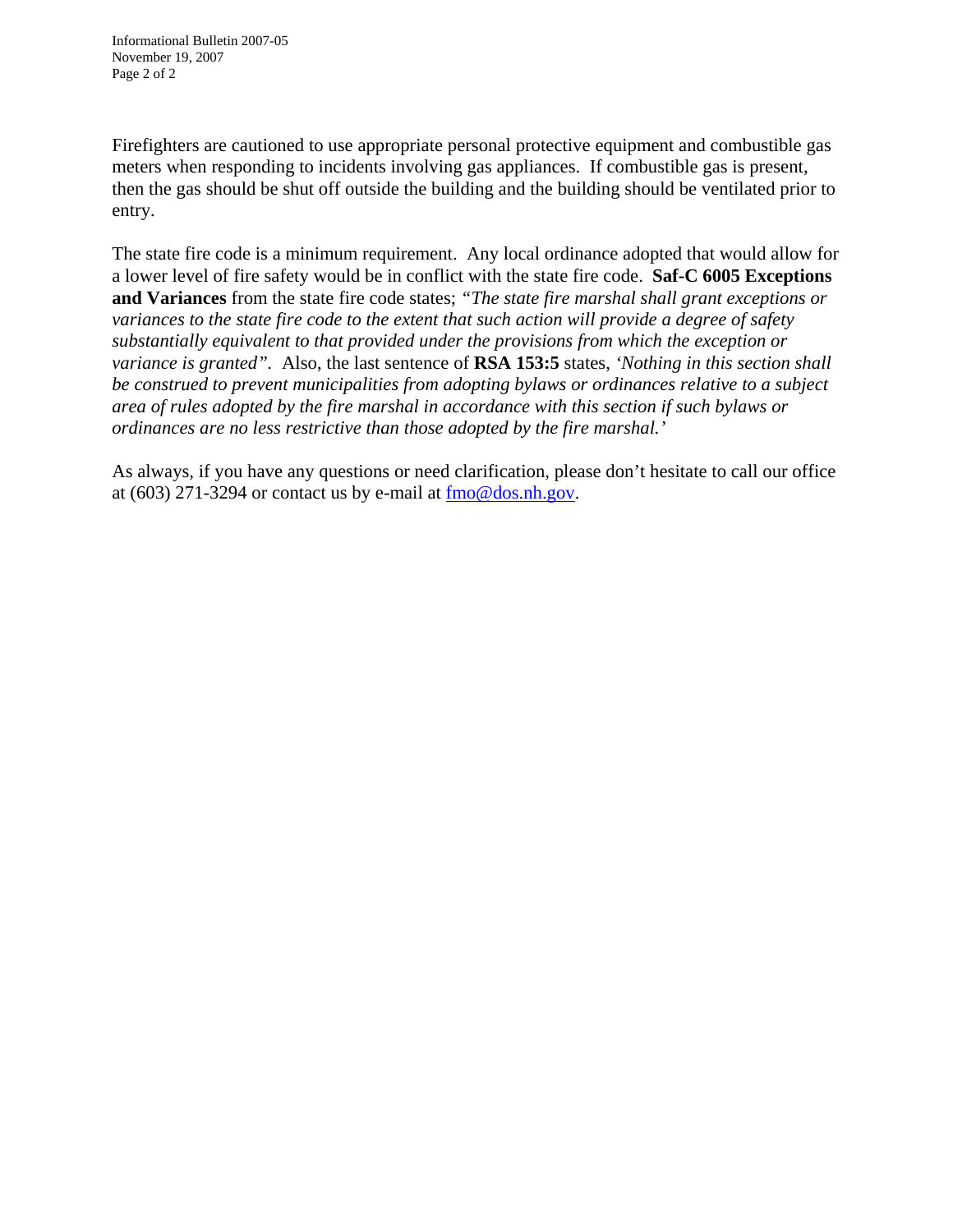Firefighters are cautioned to use appropriate personal protective equipment and combustible gas meters when responding to incidents involving gas appliances. If combustible gas is present, then the gas should be shut off outside the building and the building should be ventilated prior to entry.

The state fire code is a minimum requirement. Any local ordinance adopted that would allow for a lower level of fire safety would be in conflict with the state fire code. **Saf-C 6005 Exceptions and Variances** from the state fire code states; *"The state fire marshal shall grant exceptions or variances to the state fire code to the extent that such action will provide a degree of safety substantially equivalent to that provided under the provisions from which the exception or variance is granted"*. Also, the last sentence of **RSA 153:5** states, *'Nothing in this section shall be construed to prevent municipalities from adopting bylaws or ordinances relative to a subject area of rules adopted by the fire marshal in accordance with this section if such bylaws or ordinances are no less restrictive than those adopted by the fire marshal.'*

As always, if you have any questions or need clarification, please don't hesitate to call our office at (603) 271-3294 or contact us by e-mail at fmo@dos.nh.gov.